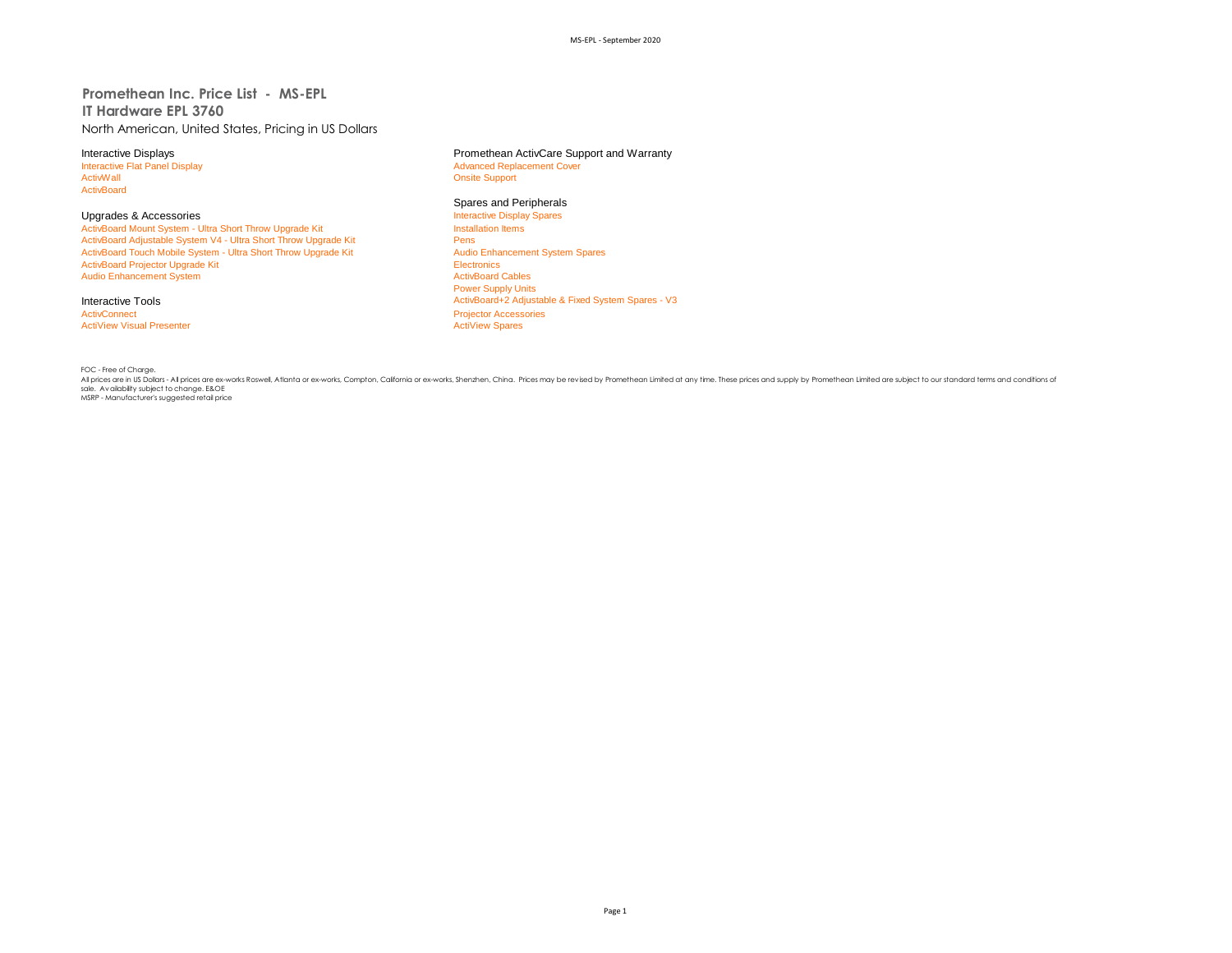# Promethean Inc. Price List - MS-EPL

## IT Hardware EPL 3760

North American, United States, Pricing in US Dollars

### Interactive Displays

- Interactive Flat Panel Display
- ActivWall
- ActivBoard

### Upgrades & Accessories

- ActivBoard Mount System - Ultra Short Throw Upgrade Kit
- ActivBoard Adjustable System V4 - Ultra Short Throw Upgrade Kit
- ActivBoard Touch Mobile System - Ultra Short Throw Upgrade Kit
- ActivBoard Projector Upgrade Kit
- Audio Enhancement System

### Interactive Tools

- ActivConnect
- ActiView Visual Presenter

### Promethean ActivCare Support and Warranty

- Advanced Replacement Cover
- Onsite Support

### Spares and Peripherals

- Interactive Display Spares
- Installation Items
- Pens
- Audio Enhancement System Spares
- Electronics
- ActivBoard Cables
- Power Supply Units
- ActivBoard+2 Adjustable & Fixed System Spares - V3
- Projector Accessories
- ActiView Spares

FOC - Free of Charge.

All prices are in US Dollars - All prices are ex-works Roswell, Atlanta or ex-works, Compton, California or ex-works, Shenzhen, China. Prices may be revised by Promethean Limited at any time. These prices and supply by Promethean Limited are subject to our standard terms and conditions of sale. Availability subject to change. E&OE

MSRP - Manufacturer's suggested retail price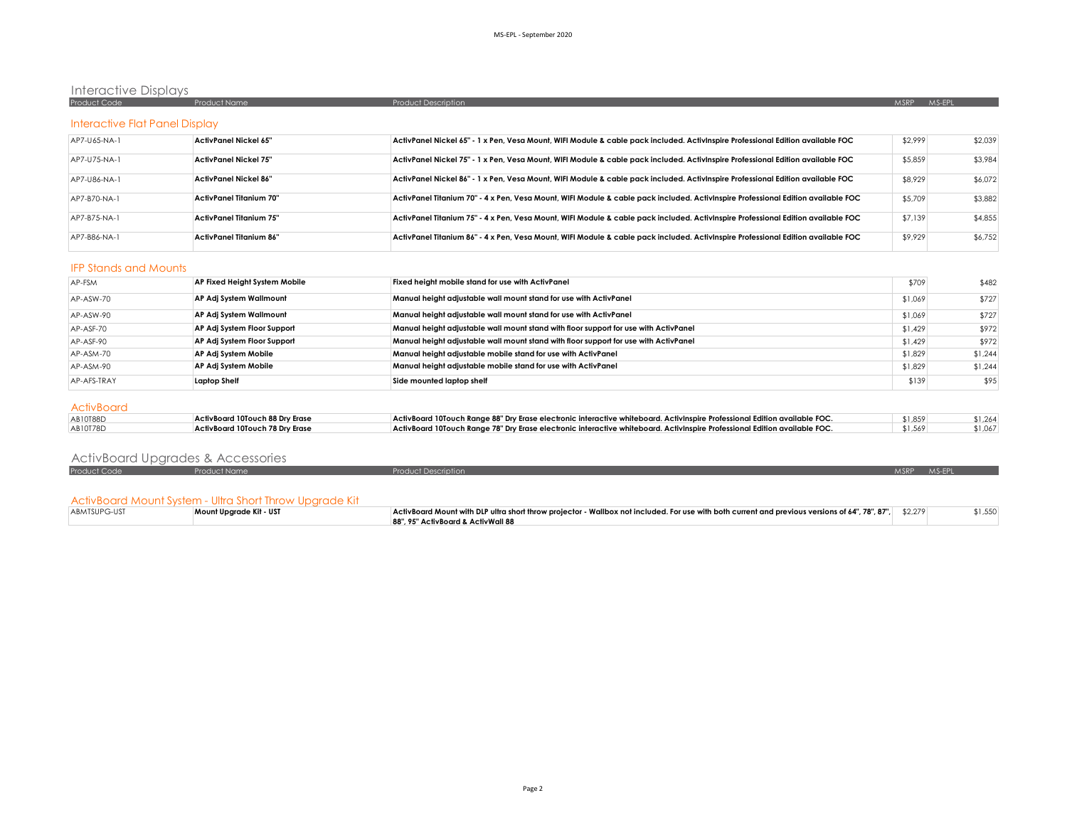## Interactive Displays

### Interactive Flat Panel Display

| Product Code | Product Name | Product Description | MSRP | MS-EPL |
|---|---|---|---|---|
| AP7-U65-NA-1 | **ActivPanel Nickel 65"** | **ActivPanel Nickel 65" - 1 x Pen, Vesa Mount, WIFI Module & cable pack included. ActivInspire Professional Edition available FOC** | $2,999 | $2,039 |
| AP7-U75-NA-1 | **ActivPanel Nickel 75"** | **ActivPanel Nickel 75" - 1 x Pen, Vesa Mount, WIFI Module & cable pack included. ActivInspire Professional Edition available FOC** | $5,859 | $3,984 |
| AP7-U86-NA-1 | **ActivPanel Nickel 86"** | **ActivPanel Nickel 86" - 1 x Pen, Vesa Mount, WIFI Module & cable pack included. ActivInspire Professional Edition available FOC** | $8,929 | $6,072 |
| AP7-B70-NA-1 | **ActivPanel Titanium 70"** | **ActivPanel Titanium 70" - 4 x Pen, Vesa Mount, WIFI Module & cable pack included. ActivInspire Professional Edition available FOC** | $5,709 | $3,882 |
| AP7-B75-NA-1 | **ActivPanel Titanium 75"** | **ActivPanel Titanium 75" - 4 x Pen, Vesa Mount, WIFI Module & cable pack included. ActivInspire Professional Edition available FOC** | $7,139 | $4,855 |
| AP7-B86-NA-1 | **ActivPanel Titanium 86"** | **ActivPanel Titanium 86" - 4 x Pen, Vesa Mount, WIFI Module & cable pack included. ActivInspire Professional Edition available FOC** | $9,929 | $6,752 |

### IFP Stands and Mounts

| Product Code | Product Name | Product Description | MSRP | MS-EPL |
|---|---|---|---|---|
| AP-FSM | **AP Fixed Height System Mobile** | **Fixed height mobile stand for use with ActivPanel** | $709 | $482 |
| AP-ASW-70 | **AP Adj System Wallmount** | **Manual height adjustable wall mount stand for use with ActivPanel** | $1,069 | $727 |
| AP-ASW-90 | **AP Adj System Wallmount** | **Manual height adjustable wall mount stand for use with ActivPanel** | $1,069 | $727 |
| AP-ASF-70 | **AP Adj System Floor Support** | **Manual height adjustable wall mount stand with floor support for use with ActivPanel** | $1,429 | $972 |
| AP-ASF-90 | **AP Adj System Floor Support** | **Manual height adjustable wall mount stand with floor support for use with ActivPanel** | $1,429 | $972 |
| AP-ASM-70 | **AP Adj System Mobile** | **Manual height adjustable mobile stand for use with ActivPanel** | $1,829 | $1,244 |
| AP-ASM-90 | **AP Adj System Mobile** | **Manual height adjustable mobile stand for use with ActivPanel** | $1,829 | $1,244 |
| AP-AFS-TRAY | **Laptop Shelf** | **Side mounted laptop shelf** | $139 | $95 |

### ActivBoard

| Product Code | Product Name | Product Description | MSRP | MS-EPL |
|---|---|---|---|---|
| AB10T88D | **ActivBoard 10Touch 88 Dry Erase** | **ActivBoard 10Touch Range 88" Dry Erase electronic interactive whiteboard. ActivInspire Professional Edition available FOC.** | $1,859 | $1,264 |
| AB10T78D | **ActivBoard 10Touch 78 Dry Erase** | **ActivBoard 10Touch Range 78" Dry Erase electronic interactive whiteboard. ActivInspire Professional Edition available FOC.** | $1,569 | $1,067 |

## ActivBoard Upgrades & Accessories

### ActivBoard Mount System - Ultra Short Throw Upgrade Kit

| Product Code | Product Name | Product Description | MSRP | MS-EPL |
|---|---|---|---|---|
| ABMTSUPG-UST | **Mount Upgrade Kit - UST** | **ActivBoard Mount with DLP ultra short throw projector - Wallbox not included. For use with both current and previous versions of 64", 78", 87", 88", 95" ActivBoard & ActivWall 88** | $2,279 | $1,550 |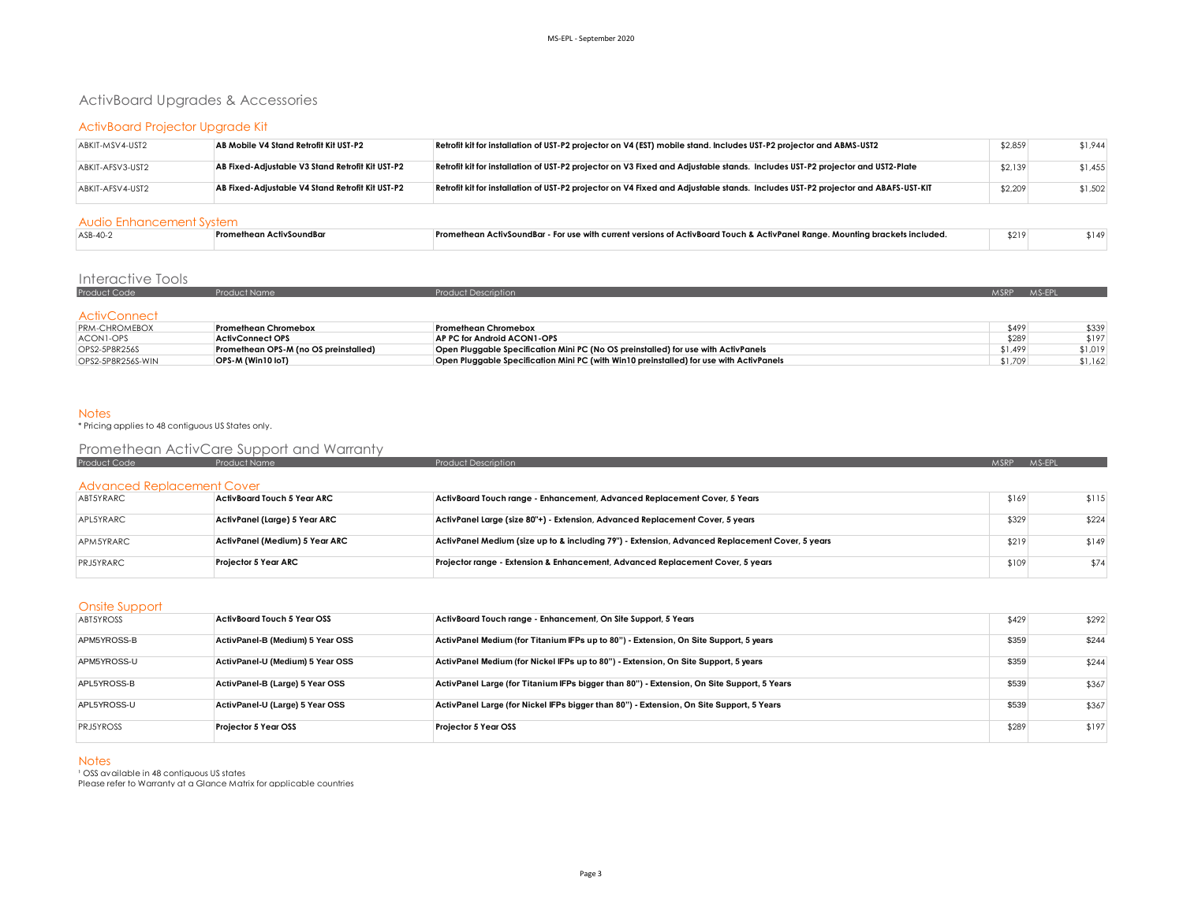# ActivBoard Upgrades & Accessories

## ActivBoard Projector Upgrade Kit

| Product Code | Product Name | Product Description | MSRP | MS-EPL |
|---|---|---|---|---|
| ABKIT-MSV4-UST2 | **AB Mobile V4 Stand Retrofit Kit UST-P2** | **Retrofit kit for installation of UST-P2 projector on V4 (EST) mobile stand. Includes UST-P2 projector and ABMS-UST2** | $2,859 | $1,944 |
| ABKIT-AFSV3-UST2 | **AB Fixed-Adjustable V3 Stand Retrofit Kit UST-P2** | **Retrofit kit for installation of UST-P2 projector on V3 Fixed and Adjustable stands. Includes UST-P2 projector and UST2-Plate** | $2,139 | $1,455 |
| ABKIT-AFSV4-UST2 | **AB Fixed-Adjustable V4 Stand Retrofit Kit UST-P2** | **Retrofit kit for installation of UST-P2 projector on V4 Fixed and Adjustable stands. Includes UST-P2 projector and ABAFS-UST-KIT** | $2,209 | $1,502 |

## Audio Enhancement System

| Product Code | Product Name | Product Description | MSRP | MS-EPL |
|---|---|---|---|---|
| ASB-40-2 | **Promethean ActivSoundBar** | **Promethean ActivSoundBar - For use with current versions of ActivBoard Touch & ActivPanel Range. Mounting brackets included.** | $219 | $149 |

# Interactive Tools

## ActivConnect

| Product Code | Product Name | Product Description | MSRP | MS-EPL |
|---|---|---|---|---|
| PRM-CHROMEBOX | **Promethean Chromebox** | **Promethean Chromebox** | $499 | $339 |
| ACON1-OPS | **ActivConnect OPS** | **AP PC for Android ACON1-OPS** | $289 | $197 |
| OPS2-5P8R256S | **Promethean OPS-M (no OS preinstalled)** | **Open Pluggable Specification Mini PC (No OS preinstalled) for use with ActivPanels** | $1,499 | $1,019 |
| OPS2-5P8R256S-WIN | **OPS-M (Win10 IoT)** | **Open Pluggable Specification Mini PC (with Win10 preinstalled) for use with ActivPanels** | $1,709 | $1,162 |

## Notes

* Pricing applies to 48 contiguous US States only.

# Promethean ActivCare Support and Warranty

## Advanced Replacement Cover

| Product Code | Product Name | Product Description | MSRP | MS-EPL |
|---|---|---|---|---|
| ABT5YRARC | **ActivBoard Touch 5 Year ARC** | **ActivBoard Touch range - Enhancement, Advanced Replacement Cover, 5 Years** | $169 | $115 |
| APL5YRARC | **ActivPanel (Large) 5 Year ARC** | **ActivPanel Large (size 80"+) - Extension, Advanced Replacement Cover, 5 years** | $329 | $224 |
| APM5YRARC | **ActivPanel (Medium) 5 Year ARC** | **ActivPanel Medium (size up to & including 79") - Extension, Advanced Replacement Cover, 5 years** | $219 | $149 |
| PRJ5YRARC | **Projector 5 Year ARC** | **Projector range - Extension & Enhancement, Advanced Replacement Cover, 5 years** | $109 | $74 |

## Onsite Support

| Product Code | Product Name | Product Description | MSRP | MS-EPL |
|---|---|---|---|---|
| ABT5YROSS | **ActivBoard Touch 5 Year OSS** | **ActivBoard Touch range - Enhancement, On Site Support, 5 Years** | $429 | $292 |
| APM5YROSS-B | **ActivPanel-B (Medium) 5 Year OSS** | **ActivPanel Medium (for Titanium IFPs up to 80") - Extension, On Site Support, 5 years** | $359 | $244 |
| APM5YROSS-U | **ActivPanel-U (Medium) 5 Year OSS** | **ActivPanel Medium (for Nickel IFPs up to 80") - Extension, On Site Support, 5 years** | $359 | $244 |
| APL5YROSS-B | **ActivPanel-B (Large) 5 Year OSS** | **ActivPanel Large (for Titanium IFPs bigger than 80") - Extension, On Site Support, 5 Years** | $539 | $367 |
| APL5YROSS-U | **ActivPanel-U (Large) 5 Year OSS** | **ActivPanel Large (for Nickel IFPs bigger than 80") - Extension, On Site Support, 5 Years** | $539 | $367 |
| PRJ5YROSS | **Projector 5 Year OSS** | **Projector 5 Year OSS** | $289 | $197 |

## Notes

[1] OSS available in 48 contiguous US states
Please refer to Warranty at a Glance Matrix for applicable countries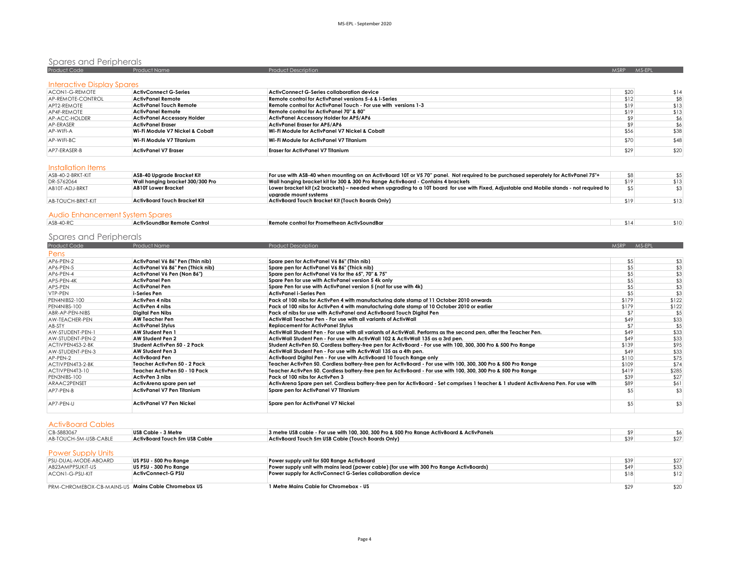## Spares and Peripherals

| Product Code | Product Name | Product Description | MSRP | MS-EPL |
|---|---|---|---|---|
| **Interactive Display Spares** | | | | |
| ACON1-G-REMOTE | **ActivConnect G-Series** | **ActivConnect G-Series collaboration device** | $20 | $14 |
| AP-REMOTE-CONTROL | **ActivPanel Remote** | **Remote control for ActivPanel versions 5-6 & i-Series** | $12 | $8 |
| APT2-REMOTE | **ActivPanel Touch Remote** | **Remote control for ActivPanel Touch - For use with versions 1-3** | $19 | $13 |
| AP4F-REMOTE | **ActivPanel Remote** | **Remote control for ActivPanel 70" & 80"** | $19 | $13 |
| AP-ACC-HOLDER | **ActivPanel Accessory Holder** | **ActivPanel Accessory Holder for AP5/AP6** | $9 | $6 |
| AP-ERASER | **ActivPanel Eraser** | **ActivPanel Eraser for AP5/AP6** | $9 | $6 |
| AP-WIFI-A | **Wi-Fi Module V7 Nickel & Cobalt** | **Wi-Fi Module for ActivPanel V7 Nickel & Cobalt** | $56 | $38 |
| AP-WIFI-BC | **Wi-Fi Module V7 Titanium** | **Wi-Fi Module for ActivPanel V7 Titanium** | $70 | $48 |
| AP7-ERASER-B | **ActivPanel V7 Eraser** | **Eraser for ActivPanel V7 Titanium** | $29 | $20 |
| **Installation Items** | | | | |
| ASB-40-2-BRKT-KIT | **ASB-40 Upgrade Bracket Kit** | **For use with ASB-40 when mounting on an ActivBoard 10T or V5 70" panel. Not required to be purchased seperately for ActivPanel 75"+** | $8 | $5 |
| DR-5762064 | **Wall hanging bracket 300/300 Pro** | **Wall hanging bracket kit for 300 & 300 Pro Range ActivBoard - Contains 4 brackets** | $19 | $13 |
| AB10T-ADJ-BRKT | **AB10T Lower Bracket** | **Lower bracket kit (x2 brackets) – needed when upgrading to a 10T board for use with Fixed, Adjustable and Mobile stands - not required to upgrade mount systems** | $5 | $3 |
| AB-TOUCH-BRKT-KIT | **ActivBoard Touch Bracket Kit** | **ActivBoard Touch Bracket Kit (Touch Boards Only)** | $19 | $13 |
| **Audio Enhancement System Spares** | | | | |
| ASB-40-RC | **ActivSoundBar Remote Control** | **Remote control for Promethean ActivSoundBar** | $14 | $10 |

## Spares and Peripherals

| Product Code | Product Name | Product Description | MSRP | MS-EPL |
|---|---|---|---|---|
| **Pens** | | | | |
| AP6-PEN-2 | **ActivPanel V6 86" Pen (Thin nib)** | **Spare pen for ActivPanel V6 86" (Thin nib)** | $5 | $3 |
| AP6-PEN-5 | **ActivPanel V6 86" Pen (Thick nib)** | **Spare pen for ActivPanel V6 86" (Thick nib)** | $5 | $3 |
| AP6-PEN-4 | **ActivPanel V6 Pen (Non 86")** | **Spare pen for ActivPanel V6 for the 65", 70" & 75"** | $5 | $3 |
| AP5-PEN-4K | **ActivPanel Pen** | **Spare Pen for use with ActivPanel version 5 4k only** | $5 | $3 |
| AP5-PEN | **ActivPanel Pen** | **Spare Pen for use with ActivPanel version 5 (not for use with 4k)** | $5 | $3 |
| VTP-PEN | **i-Series Pen** | **ActivPanel i-Series Pen** | $5 | $3 |
| PEN4NIBS2-100 | **ActivPen 4 nibs** | **Pack of 100 nibs for ActivPen 4 with manufacturing date stamp of 11 October 2010 onwards** | $179 | $122 |
| PEN4NIBS-100 | **ActivPen 4 nibs** | **Pack of 100 nibs for ActivPen 4 with manufacturing date stamp of 10 October 2010 or earlier** | $179 | $122 |
| ABR-AP-PEN-NIBS | **Digital Pen Nibs** | **Pack of nibs for use with ActivPanel and ActivBoard Touch Digital Pen** | $7 | $5 |
| AW-TEACHER-PEN | **AW Teacher Pen** | **ActivWall Teacher Pen - For use with all variants of ActivWall** | $49 | $33 |
| AB-STY | **ActivPanel Stylus** | **Replacement for ActivPanel Stylus** | $7 | $5 |
| AW-STUDENT-PEN-1 | **AW Student Pen 1** | **ActivWall Student Pen - For use with all variants of ActivWall. Performs as the second pen, after the Teacher Pen.** | $49 | $33 |
| AW-STUDENT-PEN-2 | **AW Student Pen 2** | **ActivWall Student Pen - For use with ActivWall 102 & ActivWall 135 as a 3rd pen.** | $49 | $33 |
| ACTIVPEN4S3-2-BK | **Student ActivPen 50 - 2 Pack** | **Student ActivPen 50. Cordless battery-free pen for ActivBoard - For use with 100, 300, 300 Pro & 500 Pro Range** | $139 | $95 |
| AW-STUDENT-PEN-3 | **AW Student Pen 3** | **ActivWall Student Pen - For use with ActivWall 135 as a 4th pen.** | $49 | $33 |
| AP-PEN-2 | **ActivBoard Pen** | **ActivBoard Digital Pen - For use with ActivBoard 10 Touch Range only** | $110 | $75 |
| ACTIVPEN4T3-2-BK | **Teacher ActivPen 50 - 2 Pack** | **Teacher ActivPen 50. Cordless battery-free pen for ActivBoard - For use with 100, 300, 300 Pro & 500 Pro Range** | $109 | $74 |
| ACTIVPEN4T3-10 | **Teacher ActivPen 50 - 10 Pack** | **Teacher ActivPen 50. Cordless battery-free pen for ActivBoard - For use with 100, 300, 300 Pro & 500 Pro Range** | $419 | $285 |
| PEN3NIBS-100 | **ActivPen 3 nibs** | **Pack of 100 nibs for ActivPen 3** | $39 | $27 |
| ARAAC2PENSET | **ActivArena spare pen set** | **ActivArena Spare pen set. Cordless battery-free pen for ActivBoard - Set comprises 1 teacher & 1 student ActivArena Pen. For use with** | $89 | $61 |
| AP7-PEN-B | **ActivPanel V7 Pen Titanium** | **Spare pen for ActivPanel V7 Titanium** | $5 | $3 |
| AP7-PEN-U | **ActivPanel V7 Pen Nickel** | **Spare pen for ActivPanel V7 Nickel** | $5 | $3 |
| **ActivBoard Cables** | | | | |
| CB-5883067 | **USB Cable - 3 Metre** | **3 metre USB cable - For use with 100, 300, 300 Pro & 500 Pro Range ActivBoard & ActivPanels** | $9 | $6 |
| AB-TOUCH-5M-USB-CABLE | **ActivBoard Touch 5m USB Cable** | **ActivBoard Touch 5m USB Cable (Touch Boards Only)** | $39 | $27 |
| **Power Supply Units** | | | | |
| PSU-DUAL-MODE-ABOARD | **US PSU - 500 Pro Range** | **Power supply unit for 500 Range ActivBoard** | $39 | $27 |
| AB23AMPPSUKIT-US | **US PSU - 300 Pro Range** | **Power supply unit with mains lead (power cable) (for use with 300 Pro Range ActivBoards)** | $49 | $33 |
| ACON1-G-PSU-KIT | **ActivConnect-G PSU** | **Power supply for ActivConnect G-Series collaboration device** | $18 | $12 |
| PRM-CHROMEBOX-CB-MAINS-US | **Mains Cable Chromebox US** | **1 Metre Mains Cable for Chromebox - US** | $29 | $20 |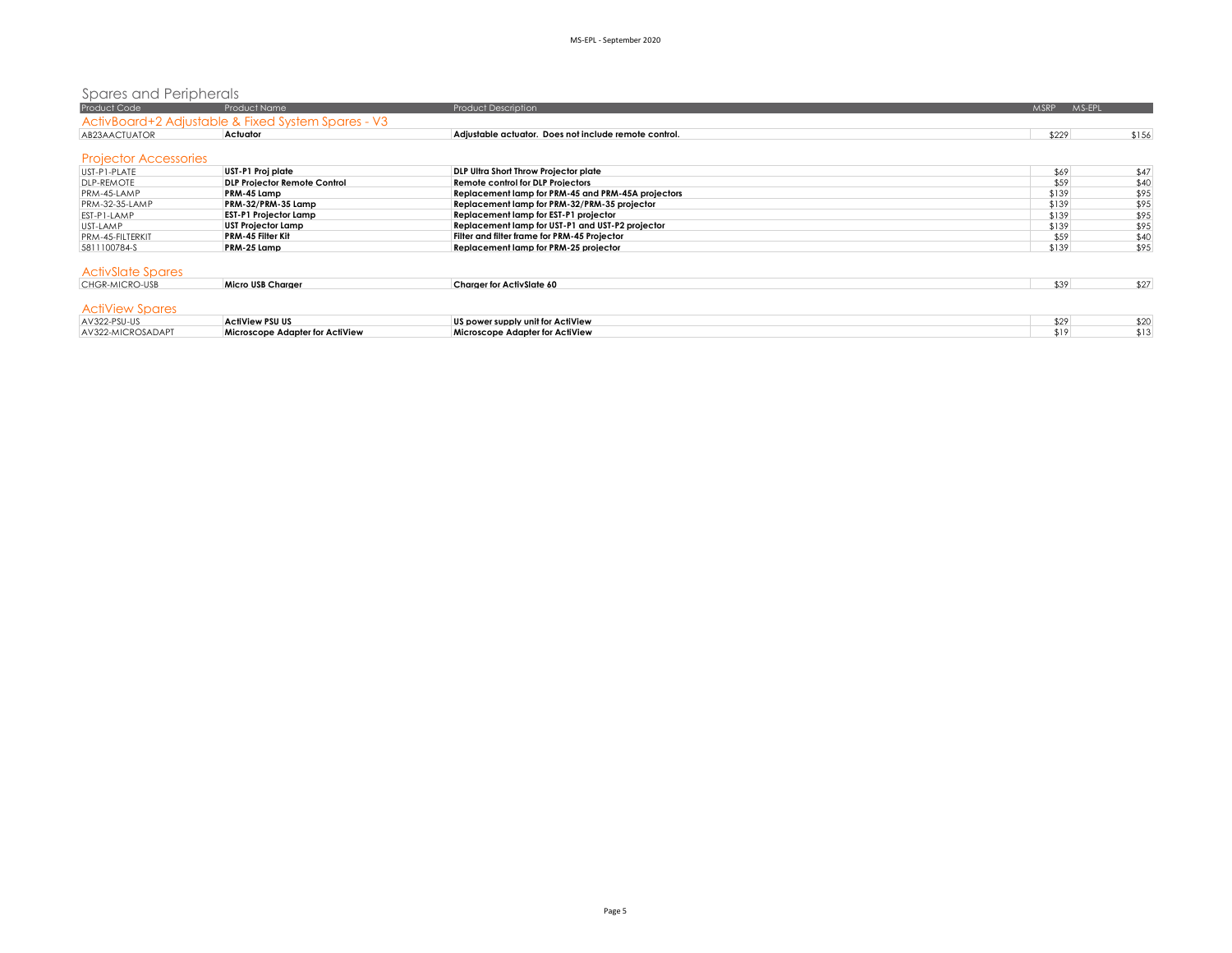## Spares and Peripherals

| Product Code | Product Name | Product Description | MSRP | MS-EPL |
|---|---|---|---|---|
| **ActivBoard+2 Adjustable & Fixed System Spares - V3** | | | | |
| AB23AACTUATOR | **Actuator** | **Adjustable actuator. Does not include remote control.** | $229 | $156 |
| **Projector Accessories** | | | | |
| UST-P1-PLATE | **UST-P1 Proj plate** | **DLP Ultra Short Throw Projector plate** | $69 | $47 |
| DLP-REMOTE | **DLP Projector Remote Control** | **Remote control for DLP Projectors** | $59 | $40 |
| PRM-45-LAMP | **PRM-45 Lamp** | **Replacement lamp for PRM-45 and PRM-45A projectors** | $139 | $95 |
| PRM-32-35-LAMP | **PRM-32/PRM-35 Lamp** | **Replacement lamp for PRM-32/PRM-35 projector** | $139 | $95 |
| EST-P1-LAMP | **EST-P1 Projector Lamp** | **Replacement lamp for EST-P1 projector** | $139 | $95 |
| UST-LAMP | **UST Projector Lamp** | **Replacement lamp for UST-P1 and UST-P2 projector** | $139 | $95 |
| PRM-45-FILTERKIT | **PRM-45 Filter Kit** | **Filter and filter frame for PRM-45 Projector** | $59 | $40 |
| 5811100784-S | **PRM-25 Lamp** | **Replacement lamp for PRM-25 projector** | $139 | $95 |
| **ActivSlate Spares** | | | | |
| CHGR-MICRO-USB | **Micro USB Charger** | **Charger for ActivSlate 60** | $39 | $27 |
| **ActiView Spares** | | | | |
| AV322-PSU-US | **ActiView PSU US** | **US power supply unit for ActiView** | $29 | $20 |
| AV322-MICROSADAPT | **Microscope Adapter for ActiView** | **Microscope Adapter for ActiView** | $19 | $13 |